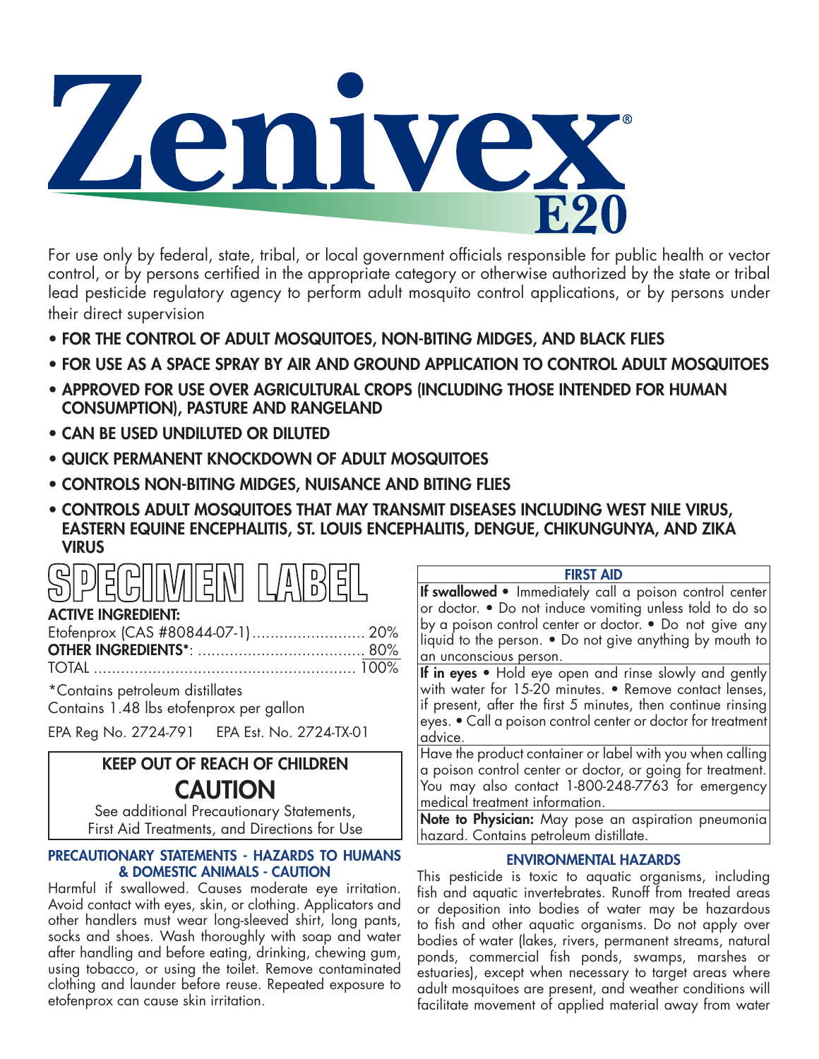# Zenivex® E20

For use only by federal, state, tribal, or local government officials responsible for public health or vector control, or by persons certified in the appropriate category or otherwise authorized by the state or tribal lead pesticide regulatory agency to perform adult mosquito control applications, or by persons under their direct supervision

- **FOR THE CONTROL OF ADULT MOSQUITOES, NON-BITING MIDGES, AND BLACK FLIES**
- **FOR USE AS A SPACE SPRAY BY AIR AND GROUND APPLICATION TO CONTROL ADULT MOSQUITOES**
- **APPROVED FOR USE OVER AGRICULTURAL CROPS (INCLUDING THOSE INTENDED FOR HUMAN CONSUMPTION), PASTURE AND RANGELAND**
- **CAN BE USED UNDILUTED OR DILUTED**
- **QUICK PERMANENT KNOCKDOWN OF ADULT MOSQUITOES**
- **CONTROLS NON-BITING MIDGES, NUISANCE AND BITING FLIES**
- **CONTROLS ADULT MOSQUITOES THAT MAY TRANSMIT DISEASES INCLUDING WEST NILE VIRUS, EASTERN EQUINE ENCEPHALITIS, ST. LOUIS ENCEPHALITIS, DENGUE, CHIKUNGUNYA, AND ZIKA VIRUS**

## SPECIMEN LABEL

**ACTIVE INGREDIENT:**

| | |
|---|---|
| Etofenprox (CAS #80844-07-1) | 20% |
| **OTHER INGREDIENTS***: | 80% |
| TOTAL | 100% |

*Contains petroleum distillates
Contains 1.48 lbs etofenprox per gallon

EPA Reg No. 2724-791 EPA Est. No. 2724-TX-01

**KEEP OUT OF REACH OF CHILDREN**

**CAUTION**

See additional Precautionary Statements, First Aid Treatments, and Directions for Use

### PRECAUTIONARY STATEMENTS - HAZARDS TO HUMANS & DOMESTIC ANIMALS - CAUTION

Harmful if swallowed. Causes moderate eye irritation. Avoid contact with eyes, skin, or clothing. Applicators and other handlers must wear long-sleeved shirt, long pants, socks and shoes. Wash thoroughly with soap and water after handling and before eating, drinking, chewing gum, using tobacco, or using the toilet. Remove contaminated clothing and launder before reuse. Repeated exposure to etofenprox can cause skin irritation.

### FIRST AID

**If swallowed** • Immediately call a poison control center or doctor. • Do not induce vomiting unless told to do so by a poison control center or doctor. • Do not give any liquid to the person. • Do not give anything by mouth to an unconscious person.

**If in eyes** • Hold eye open and rinse slowly and gently with water for 15-20 minutes. • Remove contact lenses, if present, after the first 5 minutes, then continue rinsing eyes. • Call a poison control center or doctor for treatment advice.

Have the product container or label with you when calling a poison control center or doctor, or going for treatment. You may also contact 1-800-248-7763 for emergency medical treatment information.

**Note to Physician:** May pose an aspiration pneumonia hazard. Contains petroleum distillate.

### ENVIRONMENTAL HAZARDS

This pesticide is toxic to aquatic organisms, including fish and aquatic invertebrates. Runoff from treated areas or deposition into bodies of water may be hazardous to fish and other aquatic organisms. Do not apply over bodies of water (lakes, rivers, permanent streams, natural ponds, commercial fish ponds, swamps, marshes or estuaries), except when necessary to target areas where adult mosquitoes are present, and weather conditions will facilitate movement of applied material away from water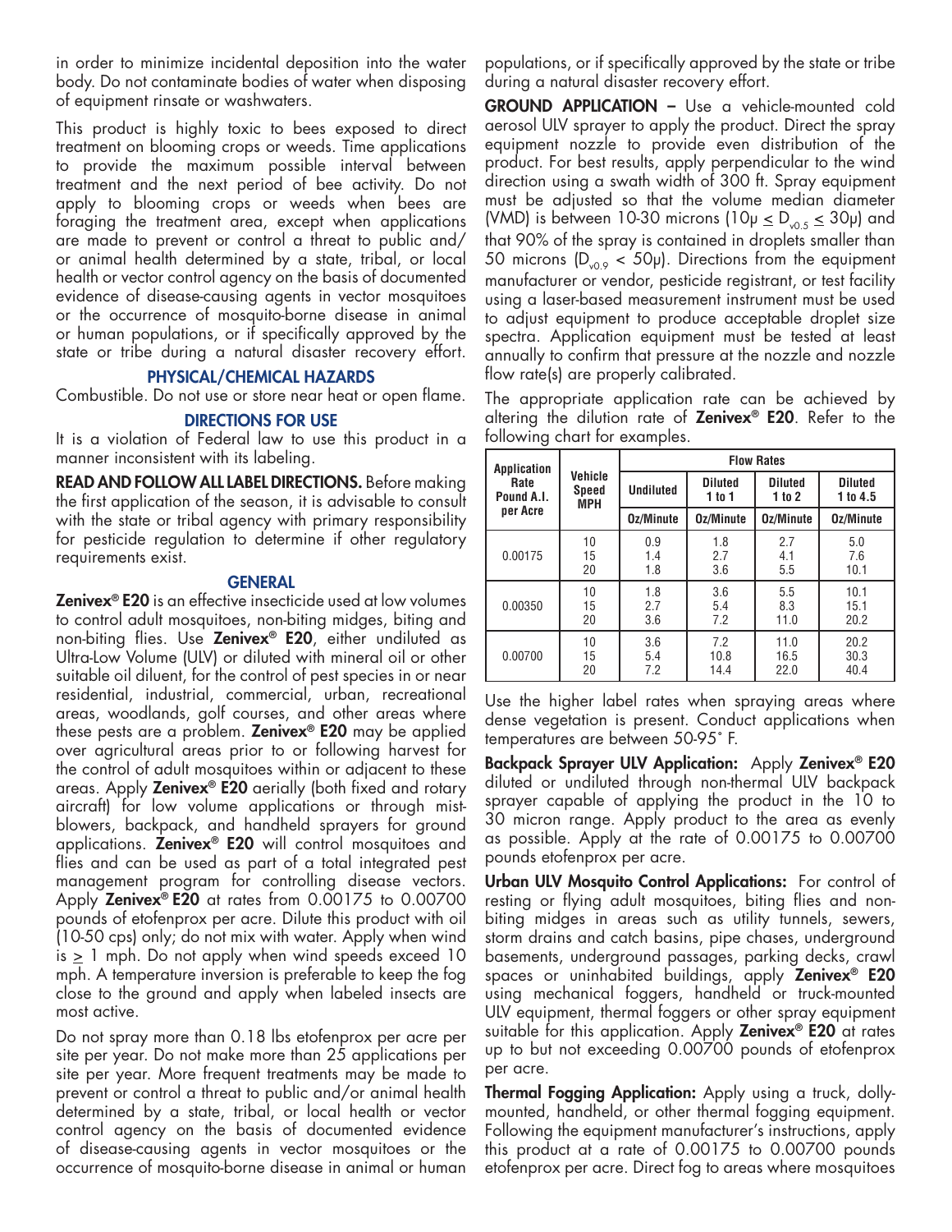in order to minimize incidental deposition into the water body. Do not contaminate bodies of water when disposing of equipment rinsate or washwaters.

This product is highly toxic to bees exposed to direct treatment on blooming crops or weeds. Time applications to provide the maximum possible interval between treatment and the next period of bee activity. Do not apply to blooming crops or weeds when bees are foraging the treatment area, except when applications are made to prevent or control a threat to public and/or animal health determined by a state, tribal, or local health or vector control agency on the basis of documented evidence of disease-causing agents in vector mosquitoes or the occurrence of mosquito-borne disease in animal or human populations, or if specifically approved by the state or tribe during a natural disaster recovery effort.

## PHYSICAL/CHEMICAL HAZARDS

Combustible. Do not use or store near heat or open flame.

## DIRECTIONS FOR USE

It is a violation of Federal law to use this product in a manner inconsistent with its labeling.

**READ AND FOLLOW ALL LABEL DIRECTIONS.** Before making the first application of the season, it is advisable to consult with the state or tribal agency with primary responsibility for pesticide regulation to determine if other regulatory requirements exist.

### GENERAL

**Zenivex® E20** is an effective insecticide used at low volumes to control adult mosquitoes, non-biting midges, biting and non-biting flies. Use **Zenivex® E20**, either undiluted as Ultra-Low Volume (ULV) or diluted with mineral oil or other suitable oil diluent, for the control of pest species in or near residential, industrial, commercial, urban, recreational areas, woodlands, golf courses, and other areas where these pests are a problem. **Zenivex® E20** may be applied over agricultural areas prior to or following harvest for the control of adult mosquitoes within or adjacent to these areas. Apply **Zenivex® E20** aerially (both fixed and rotary aircraft) for low volume applications or through mist-blowers, backpack, and handheld sprayers for ground applications. **Zenivex® E20** will control mosquitoes and flies and can be used as part of a total integrated pest management program for controlling disease vectors. Apply **Zenivex® E20** at rates from 0.00175 to 0.00700 pounds of etofenprox per acre. Dilute this product with oil (10-50 cps) only; do not mix with water. Apply when wind is ≥ 1 mph. Do not apply when wind speeds exceed 10 mph. A temperature inversion is preferable to keep the fog close to the ground and apply when labeled insects are most active.

Do not spray more than 0.18 lbs etofenprox per acre per site per year. Do not make more than 25 applications per site per year. More frequent treatments may be made to prevent or control a threat to public and/or animal health determined by a state, tribal, or local health or vector control agency on the basis of documented evidence of disease-causing agents in vector mosquitoes or the occurrence of mosquito-borne disease in animal or human populations, or if specifically approved by the state or tribe during a natural disaster recovery effort.

**GROUND APPLICATION –** Use a vehicle-mounted cold aerosol ULV sprayer to apply the product. Direct the spray equipment nozzle to provide even distribution of the product. For best results, apply perpendicular to the wind direction using a swath width of 300 ft. Spray equipment must be adjusted so that the volume median diameter (VMD) is between 10-30 microns ($10\mu \leq D_{v0.5} \leq 30\mu$) and that 90% of the spray is contained in droplets smaller than 50 microns ($D_{v0.9} < 50\mu$). Directions from the equipment manufacturer or vendor, pesticide registrant, or test facility using a laser-based measurement instrument must be used to adjust equipment to produce acceptable droplet size spectra. Application equipment must be tested at least annually to confirm that pressure at the nozzle and nozzle flow rate(s) are properly calibrated.

The appropriate application rate can be achieved by altering the dilution rate of **Zenivex® E20**. Refer to the following chart for examples.

| Application Rate Pound A.I. per Acre | Vehicle Speed MPH | Flow Rates | | | |
|---|---|---|---|---|---|
| | | Undiluted | Diluted 1 to 1 | Diluted 1 to 2 | Diluted 1 to 4.5 |
| | | Oz/Minute | Oz/Minute | Oz/Minute | Oz/Minute |
| 0.00175 | 10 | 0.9 | 1.8 | 2.7 | 5.0 |
| | 15 | 1.4 | 2.7 | 4.1 | 7.6 |
| | 20 | 1.8 | 3.6 | 5.5 | 10.1 |
| 0.00350 | 10 | 1.8 | 3.6 | 5.5 | 10.1 |
| | 15 | 2.7 | 5.4 | 8.3 | 15.1 |
| | 20 | 3.6 | 7.2 | 11.0 | 20.2 |
| 0.00700 | 10 | 3.6 | 7.2 | 11.0 | 20.2 |
| | 15 | 5.4 | 10.8 | 16.5 | 30.3 |
| | 20 | 7.2 | 14.4 | 22.0 | 40.4 |

Use the higher label rates when spraying areas where dense vegetation is present. Conduct applications when temperatures are between 50-95˚ F.

**Backpack Sprayer ULV Application:** Apply **Zenivex® E20** diluted or undiluted through non-thermal ULV backpack sprayer capable of applying the product in the 10 to 30 micron range. Apply product to the area as evenly as possible. Apply at the rate of 0.00175 to 0.00700 pounds etofenprox per acre.

**Urban ULV Mosquito Control Applications:** For control of resting or flying adult mosquitoes, biting flies and non-biting midges in areas such as utility tunnels, sewers, storm drains and catch basins, pipe chases, underground basements, underground passages, parking decks, crawl spaces or uninhabited buildings, apply **Zenivex® E20** using mechanical foggers, handheld or truck-mounted ULV equipment, thermal foggers or other spray equipment suitable for this application. Apply **Zenivex® E20** at rates up to but not exceeding 0.00700 pounds of etofenprox per acre.

**Thermal Fogging Application:** Apply using a truck, dolly-mounted, handheld, or other thermal fogging equipment. Following the equipment manufacturer's instructions, apply this product at a rate of 0.00175 to 0.00700 pounds etofenprox per acre. Direct fog to areas where mosquitoes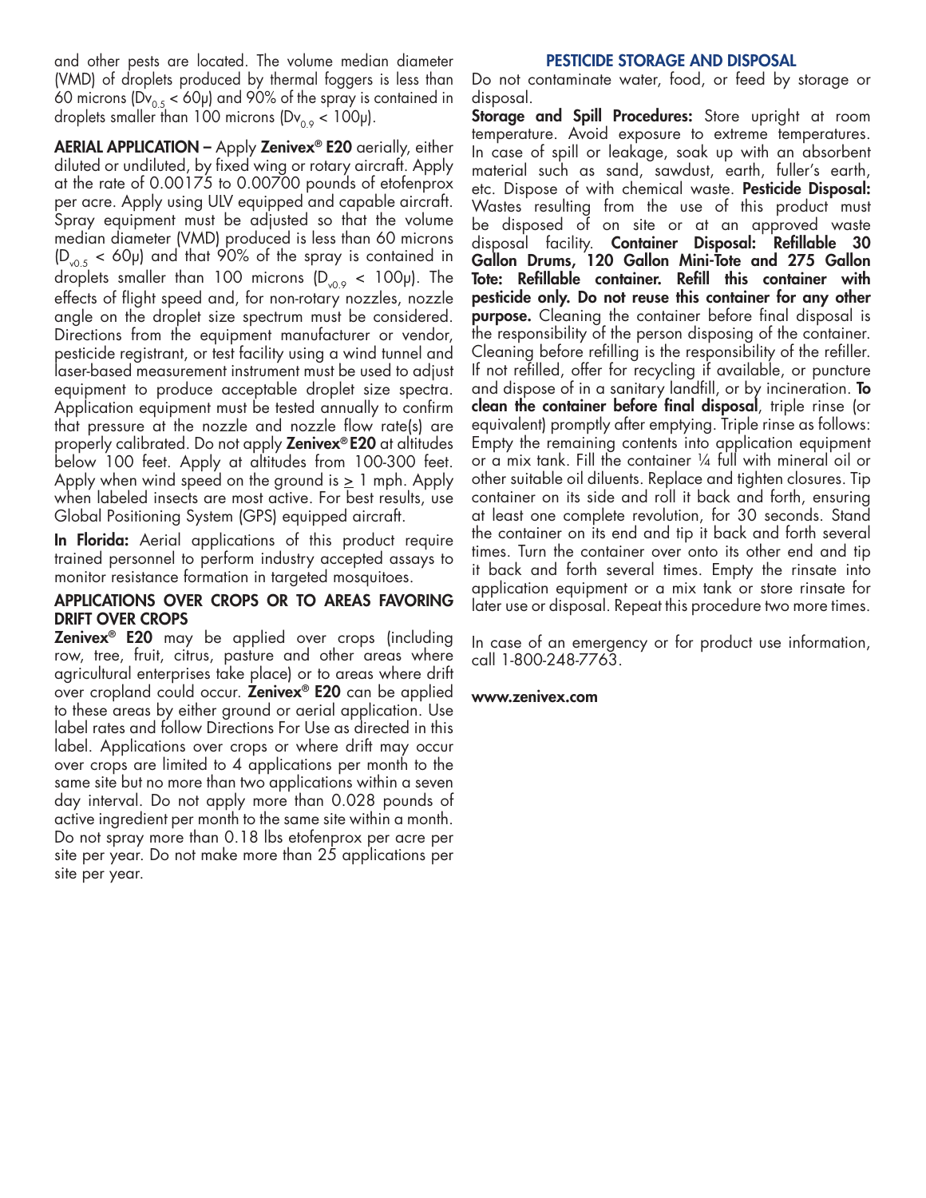and other pests are located. The volume median diameter (VMD) of droplets produced by thermal foggers is less than 60 microns ($Dv_{0.5}$ < 60μ) and 90% of the spray is contained in droplets smaller than 100 microns ($Dv_{0.9}$ < 100μ).

**AERIAL APPLICATION –** Apply **Zenivex® E20** aerially, either diluted or undiluted, by fixed wing or rotary aircraft. Apply at the rate of 0.00175 to 0.00700 pounds of etofenprox per acre. Apply using ULV equipped and capable aircraft. Spray equipment must be adjusted so that the volume median diameter (VMD) produced is less than 60 microns ($D_{v0.5}$ < 60μ) and that 90% of the spray is contained in droplets smaller than 100 microns ($D_{v0.9}$ < 100μ). The effects of flight speed and, for non-rotary nozzles, nozzle angle on the droplet size spectrum must be considered. Directions from the equipment manufacturer or vendor, pesticide registrant, or test facility using a wind tunnel and laser-based measurement instrument must be used to adjust equipment to produce acceptable droplet size spectra. Application equipment must be tested annually to confirm that pressure at the nozzle and nozzle flow rate(s) are properly calibrated. Do not apply **Zenivex® E20** at altitudes below 100 feet. Apply at altitudes from 100-300 feet. Apply when wind speed on the ground is $\geq$ 1 mph. Apply when labeled insects are most active. For best results, use Global Positioning System (GPS) equipped aircraft.

**In Florida:** Aerial applications of this product require trained personnel to perform industry accepted assays to monitor resistance formation in targeted mosquitoes.

### APPLICATIONS OVER CROPS OR TO AREAS FAVORING DRIFT OVER CROPS

**Zenivex® E20** may be applied over crops (including row, tree, fruit, citrus, pasture and other areas where agricultural enterprises take place) or to areas where drift over cropland could occur. **Zenivex® E20** can be applied to these areas by either ground or aerial application. Use label rates and follow Directions For Use as directed in this label. Applications over crops or where drift may occur over crops are limited to 4 applications per month to the same site but no more than two applications within a seven day interval. Do not apply more than 0.028 pounds of active ingredient per month to the same site within a month. Do not spray more than 0.18 lbs etofenprox per acre per site per year. Do not make more than 25 applications per site per year.

## PESTICIDE STORAGE AND DISPOSAL

Do not contaminate water, food, or feed by storage or disposal.

**Storage and Spill Procedures:** Store upright at room temperature. Avoid exposure to extreme temperatures. In case of spill or leakage, soak up with an absorbent material such as sand, sawdust, earth, fuller's earth, etc. Dispose of with chemical waste. **Pesticide Disposal:** Wastes resulting from the use of this product must be disposed of on site or at an approved waste disposal facility. **Container Disposal: Refillable 30 Gallon Drums, 120 Gallon Mini-Tote and 275 Gallon Tote: Refillable container. Refill this container with pesticide only. Do not reuse this container for any other purpose.** Cleaning the container before final disposal is the responsibility of the person disposing of the container. Cleaning before refilling is the responsibility of the refiller. If not refilled, offer for recycling if available, or puncture and dispose of in a sanitary landfill, or by incineration. **To clean the container before final disposal**, triple rinse (or equivalent) promptly after emptying. Triple rinse as follows: Empty the remaining contents into application equipment or a mix tank. Fill the container ¼ full with mineral oil or other suitable oil diluents. Replace and tighten closures. Tip container on its side and roll it back and forth, ensuring at least one complete revolution, for 30 seconds. Stand the container on its end and tip it back and forth several times. Turn the container over onto its other end and tip it back and forth several times. Empty the rinsate into application equipment or a mix tank or store rinsate for later use or disposal. Repeat this procedure two more times.

In case of an emergency or for product use information, call 1-800-248-7763.

**www.zenivex.com**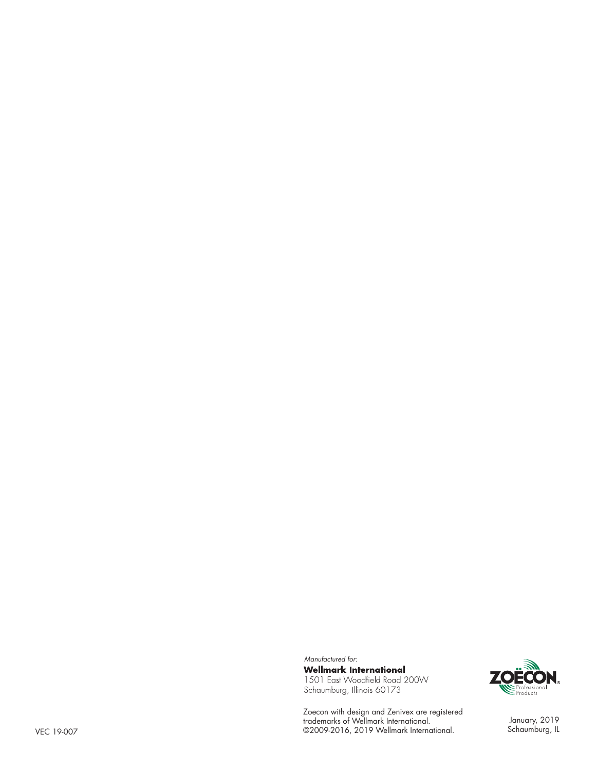*Manufactured for:*
**Wellmark International**
1501 East Woodfield Road 200W
Schaumburg, Illinois 60173

ZOËCON® Professional Products

Zoecon with design and Zenivex are registered trademarks of Wellmark International.
©2009-2016, 2019 Wellmark International.

January, 2019
Schaumburg, IL

VEC 19-007